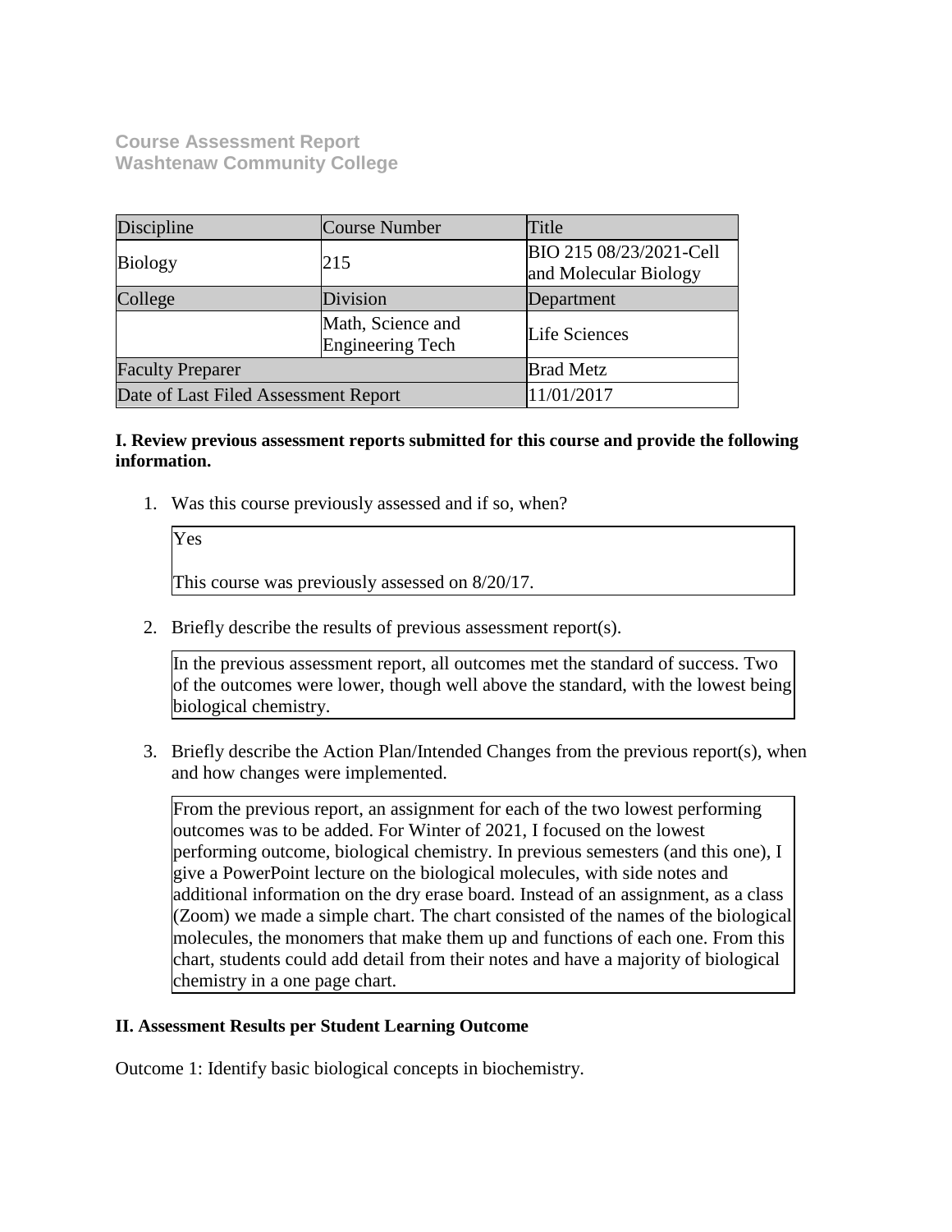**Course Assessment Report**
**Washtenaw Community College**

| Discipline | Course Number | Title |
| --- | --- | --- |
| Biology | 215 | BIO 215 08/23/2021-Cell and Molecular Biology |
| College | Division | Department |
| | Math, Science and Engineering Tech | Life Sciences |
| Faculty Preparer | | Brad Metz |
| Date of Last Filed Assessment Report | | 11/01/2017 |

**I. Review previous assessment reports submitted for this course and provide the following information.**

1. Was this course previously assessed and if so, when?

   Yes

   This course was previously assessed on 8/20/17.

2. Briefly describe the results of previous assessment report(s).

   In the previous assessment report, all outcomes met the standard of success. Two of the outcomes were lower, though well above the standard, with the lowest being biological chemistry.

3. Briefly describe the Action Plan/Intended Changes from the previous report(s), when and how changes were implemented.

   From the previous report, an assignment for each of the two lowest performing outcomes was to be added. For Winter of 2021, I focused on the lowest performing outcome, biological chemistry. In previous semesters (and this one), I give a PowerPoint lecture on the biological molecules, with side notes and additional information on the dry erase board. Instead of an assignment, as a class (Zoom) we made a simple chart. The chart consisted of the names of the biological molecules, the monomers that make them up and functions of each one. From this chart, students could add detail from their notes and have a majority of biological chemistry in a one page chart.

**II. Assessment Results per Student Learning Outcome**

Outcome 1: Identify basic biological concepts in biochemistry.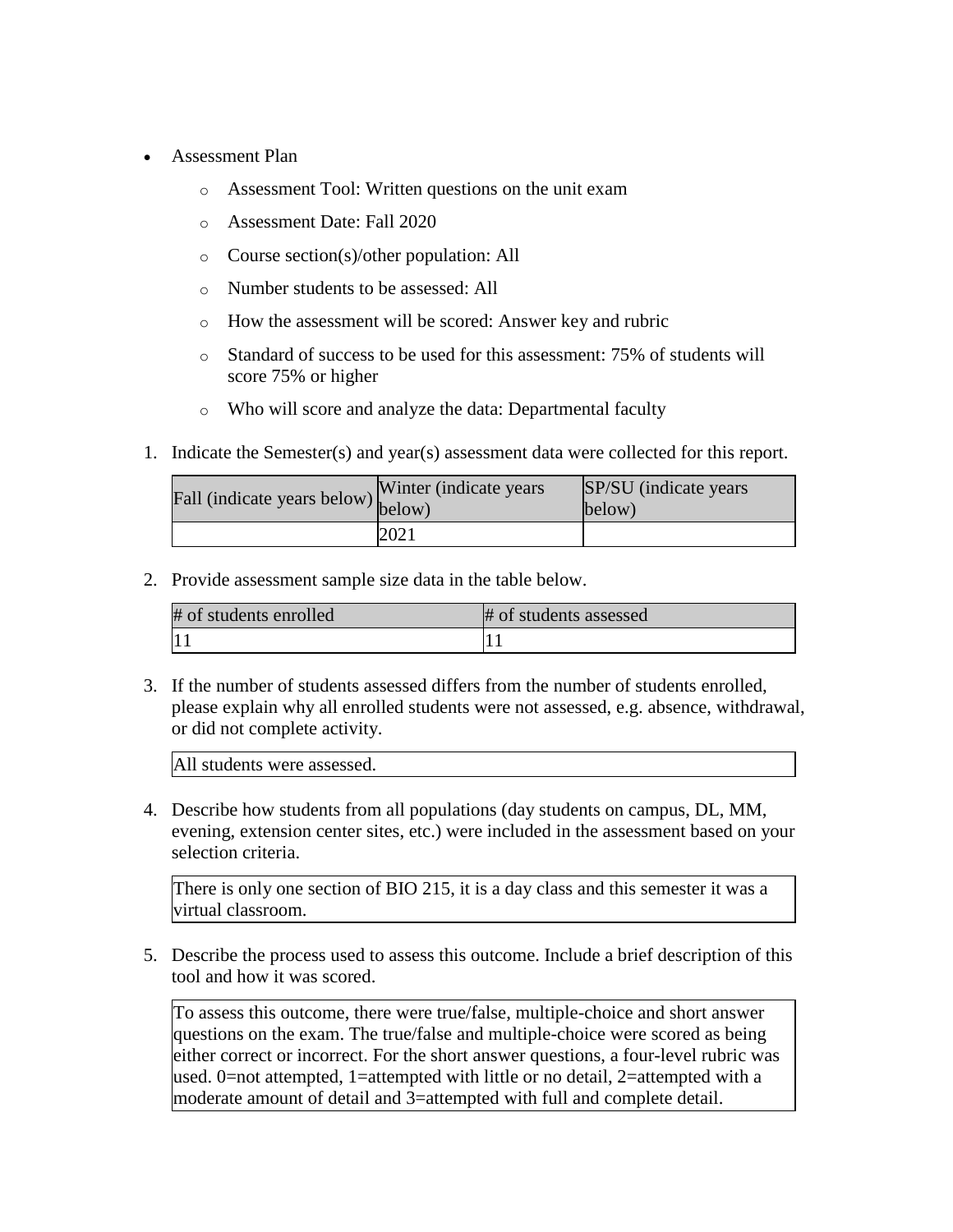- Assessment Plan
    - Assessment Tool: Written questions on the unit exam
    - Assessment Date: Fall 2020
    - Course section(s)/other population: All
    - Number students to be assessed: All
    - How the assessment will be scored: Answer key and rubric
    - Standard of success to be used for this assessment: 75% of students will score 75% or higher
    - Who will score and analyze the data: Departmental faculty

1. Indicate the Semester(s) and year(s) assessment data were collected for this report.

| Fall (indicate years below) | Winter (indicate years below) | SP/SU (indicate years below) |
|---|---|---|
| | 2021 | |

2. Provide assessment sample size data in the table below.

| # of students enrolled | # of students assessed |
|---|---|
| 11 | 11 |

3. If the number of students assessed differs from the number of students enrolled, please explain why all enrolled students were not assessed, e.g. absence, withdrawal, or did not complete activity.

| All students were assessed. |
|---|

4. Describe how students from all populations (day students on campus, DL, MM, evening, extension center sites, etc.) were included in the assessment based on your selection criteria.

| There is only one section of BIO 215, it is a day class and this semester it was a virtual classroom. |
|---|

5. Describe the process used to assess this outcome. Include a brief description of this tool and how it was scored.

| To assess this outcome, there were true/false, multiple-choice and short answer questions on the exam. The true/false and multiple-choice were scored as being either correct or incorrect. For the short answer questions, a four-level rubric was used. 0=not attempted, 1=attempted with little or no detail, 2=attempted with a moderate amount of detail and 3=attempted with full and complete detail. |
|---|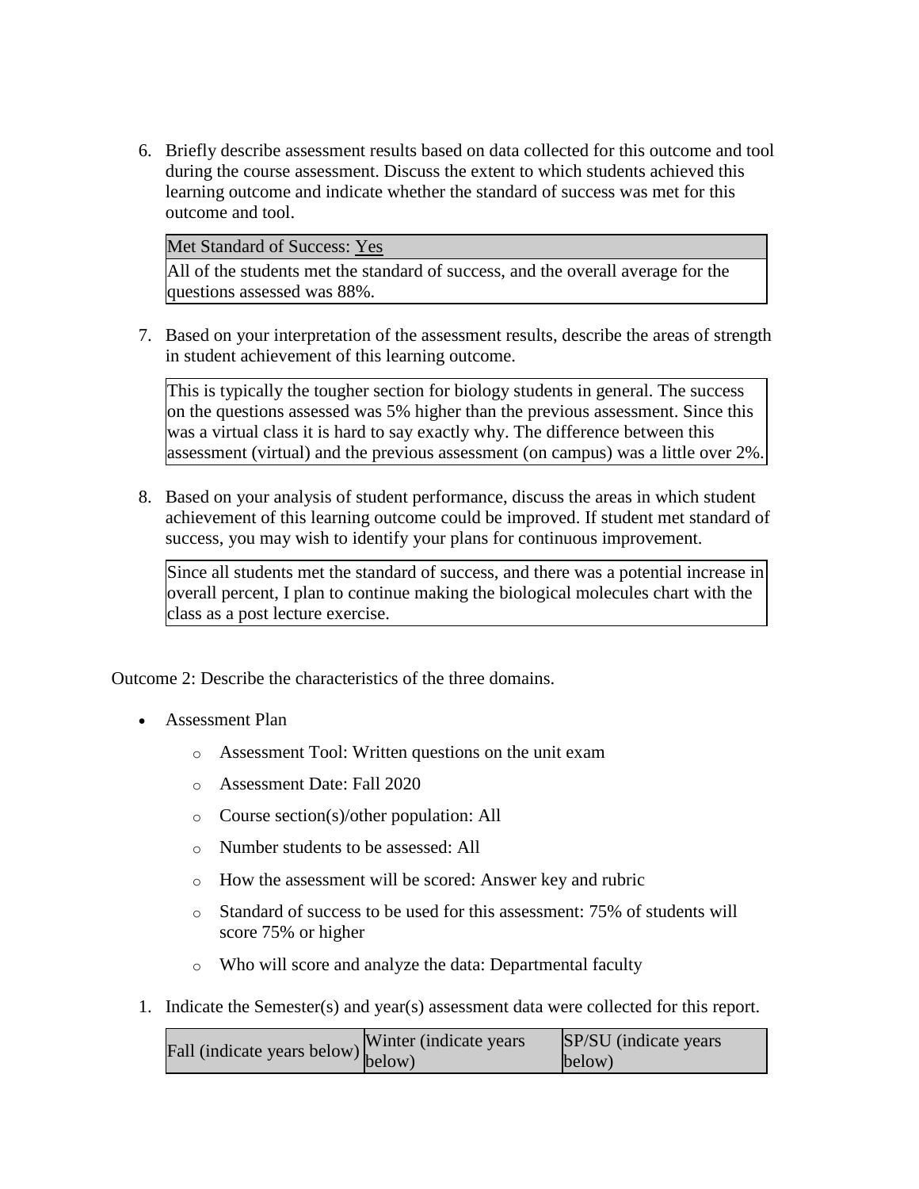6. Briefly describe assessment results based on data collected for this outcome and tool during the course assessment. Discuss the extent to which students achieved this learning outcome and indicate whether the standard of success was met for this outcome and tool.

| Met Standard of Success: Yes |
| --- |
| All of the students met the standard of success, and the overall average for the questions assessed was 88%. |

7. Based on your interpretation of the assessment results, describe the areas of strength in student achievement of this learning outcome.

| This is typically the tougher section for biology students in general. The success on the questions assessed was 5% higher than the previous assessment. Since this was a virtual class it is hard to say exactly why. The difference between this assessment (virtual) and the previous assessment (on campus) was a little over 2%. |
| --- |

8. Based on your analysis of student performance, discuss the areas in which student achievement of this learning outcome could be improved. If student met standard of success, you may wish to identify your plans for continuous improvement.

| Since all students met the standard of success, and there was a potential increase in overall percent, I plan to continue making the biological molecules chart with the class as a post lecture exercise. |
| --- |

Outcome 2: Describe the characteristics of the three domains.

- Assessment Plan
  - Assessment Tool: Written questions on the unit exam
  - Assessment Date: Fall 2020
  - Course section(s)/other population: All
  - Number students to be assessed: All
  - How the assessment will be scored: Answer key and rubric
  - Standard of success to be used for this assessment: 75% of students will score 75% or higher
  - Who will score and analyze the data: Departmental faculty

1. Indicate the Semester(s) and year(s) assessment data were collected for this report.

| Fall (indicate years below) | Winter (indicate years below) | SP/SU (indicate years below) |
| --- | --- | --- |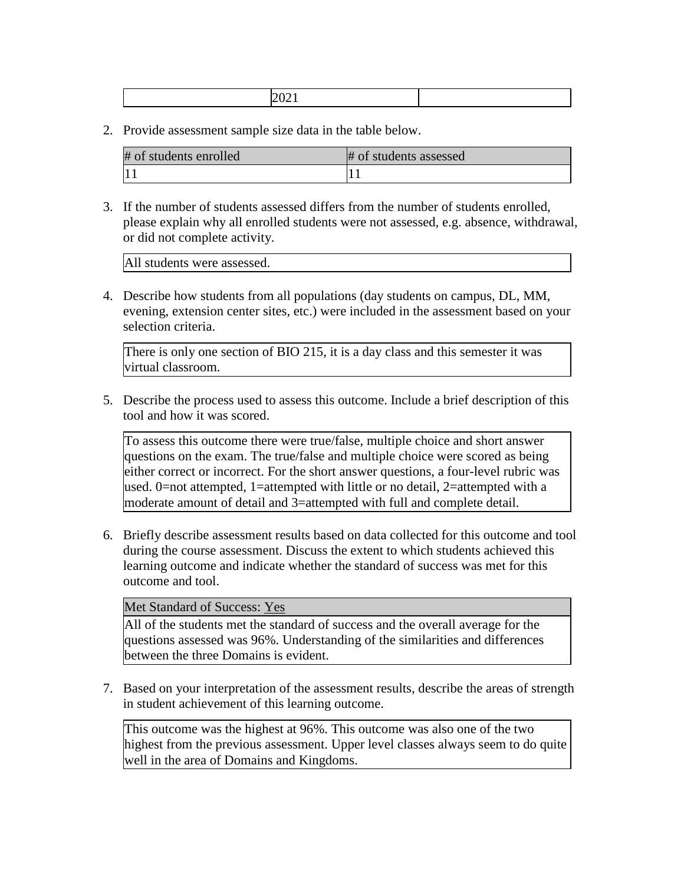|  | 2021 |  |
|---|---|---|

2. Provide assessment sample size data in the table below.

| # of students enrolled | # of students assessed |
|---|---|
| 11 | 11 |

3. If the number of students assessed differs from the number of students enrolled, please explain why all enrolled students were not assessed, e.g. absence, withdrawal, or did not complete activity.

| All students were assessed. |
|---|

4. Describe how students from all populations (day students on campus, DL, MM, evening, extension center sites, etc.) were included in the assessment based on your selection criteria.

| There is only one section of BIO 215, it is a day class and this semester it was virtual classroom. |
|---|

5. Describe the process used to assess this outcome. Include a brief description of this tool and how it was scored.

| To assess this outcome there were true/false, multiple choice and short answer questions on the exam. The true/false and multiple choice were scored as being either correct or incorrect. For the short answer questions, a four-level rubric was used. 0=not attempted, 1=attempted with little or no detail, 2=attempted with a moderate amount of detail and 3=attempted with full and complete detail. |
|---|

6. Briefly describe assessment results based on data collected for this outcome and tool during the course assessment. Discuss the extent to which students achieved this learning outcome and indicate whether the standard of success was met for this outcome and tool.

| Met Standard of Success: Yes |
|---|
| All of the students met the standard of success and the overall average for the questions assessed was 96%. Understanding of the similarities and differences between the three Domains is evident. |

7. Based on your interpretation of the assessment results, describe the areas of strength in student achievement of this learning outcome.

| This outcome was the highest at 96%. This outcome was also one of the two highest from the previous assessment. Upper level classes always seem to do quite well in the area of Domains and Kingdoms. |
|---|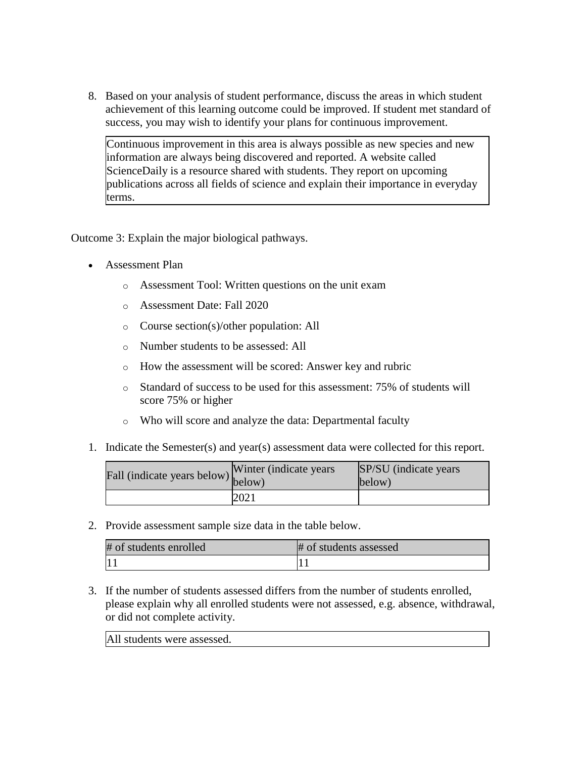8. Based on your analysis of student performance, discuss the areas in which student achievement of this learning outcome could be improved. If student met standard of success, you may wish to identify your plans for continuous improvement.

| Continuous improvement in this area is always possible as new species and new information are always being discovered and reported. A website called ScienceDaily is a resource shared with students. They report on upcoming publications across all fields of science and explain their importance in everyday terms. |
|---|

Outcome 3: Explain the major biological pathways.

- Assessment Plan
  - Assessment Tool: Written questions on the unit exam
  - Assessment Date: Fall 2020
  - Course section(s)/other population: All
  - Number students to be assessed: All
  - How the assessment will be scored: Answer key and rubric
  - Standard of success to be used for this assessment: 75% of students will score 75% or higher
  - Who will score and analyze the data: Departmental faculty

1. Indicate the Semester(s) and year(s) assessment data were collected for this report.

| Fall (indicate years below) | Winter (indicate years below) | SP/SU (indicate years below) |
|---|---|---|
| | 2021 | |

2. Provide assessment sample size data in the table below.

| # of students enrolled | # of students assessed |
|---|---|
| 11 | 11 |

3. If the number of students assessed differs from the number of students enrolled, please explain why all enrolled students were not assessed, e.g. absence, withdrawal, or did not complete activity.

| All students were assessed. |
|---|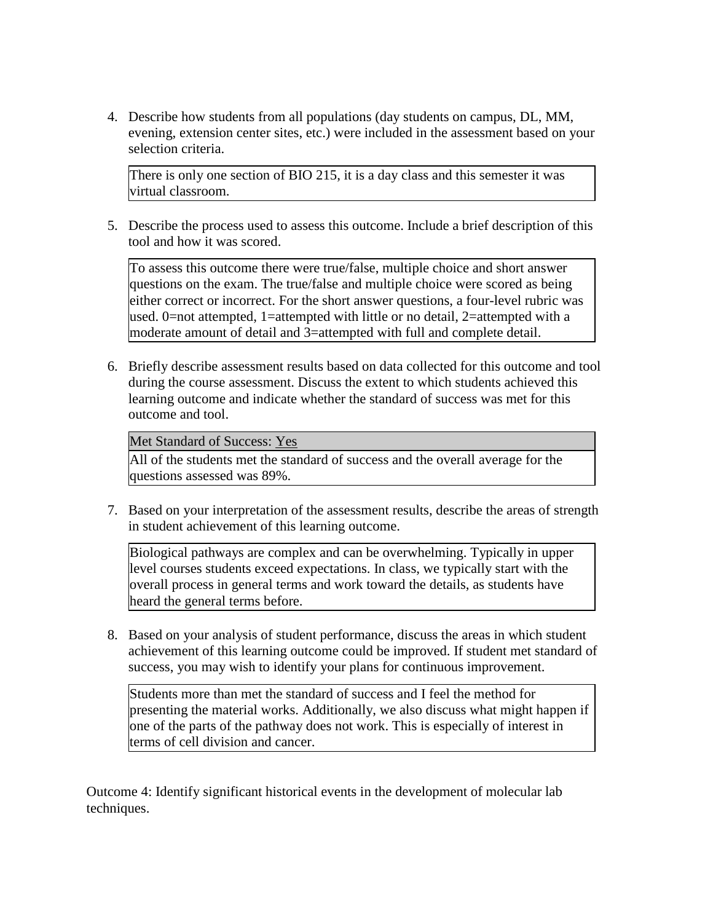4. Describe how students from all populations (day students on campus, DL, MM, evening, extension center sites, etc.) were included in the assessment based on your selection criteria.

   There is only one section of BIO 215, it is a day class and this semester it was virtual classroom.

5. Describe the process used to assess this outcome. Include a brief description of this tool and how it was scored.

   To assess this outcome there were true/false, multiple choice and short answer questions on the exam. The true/false and multiple choice were scored as being either correct or incorrect. For the short answer questions, a four-level rubric was used. 0=not attempted, 1=attempted with little or no detail, 2=attempted with a moderate amount of detail and 3=attempted with full and complete detail.

6. Briefly describe assessment results based on data collected for this outcome and tool during the course assessment. Discuss the extent to which students achieved this learning outcome and indicate whether the standard of success was met for this outcome and tool.

   Met Standard of Success: Yes

   All of the students met the standard of success and the overall average for the questions assessed was 89%.

7. Based on your interpretation of the assessment results, describe the areas of strength in student achievement of this learning outcome.

   Biological pathways are complex and can be overwhelming. Typically in upper level courses students exceed expectations. In class, we typically start with the overall process in general terms and work toward the details, as students have heard the general terms before.

8. Based on your analysis of student performance, discuss the areas in which student achievement of this learning outcome could be improved. If student met standard of success, you may wish to identify your plans for continuous improvement.

   Students more than met the standard of success and I feel the method for presenting the material works. Additionally, we also discuss what might happen if one of the parts of the pathway does not work. This is especially of interest in terms of cell division and cancer.

Outcome 4: Identify significant historical events in the development of molecular lab techniques.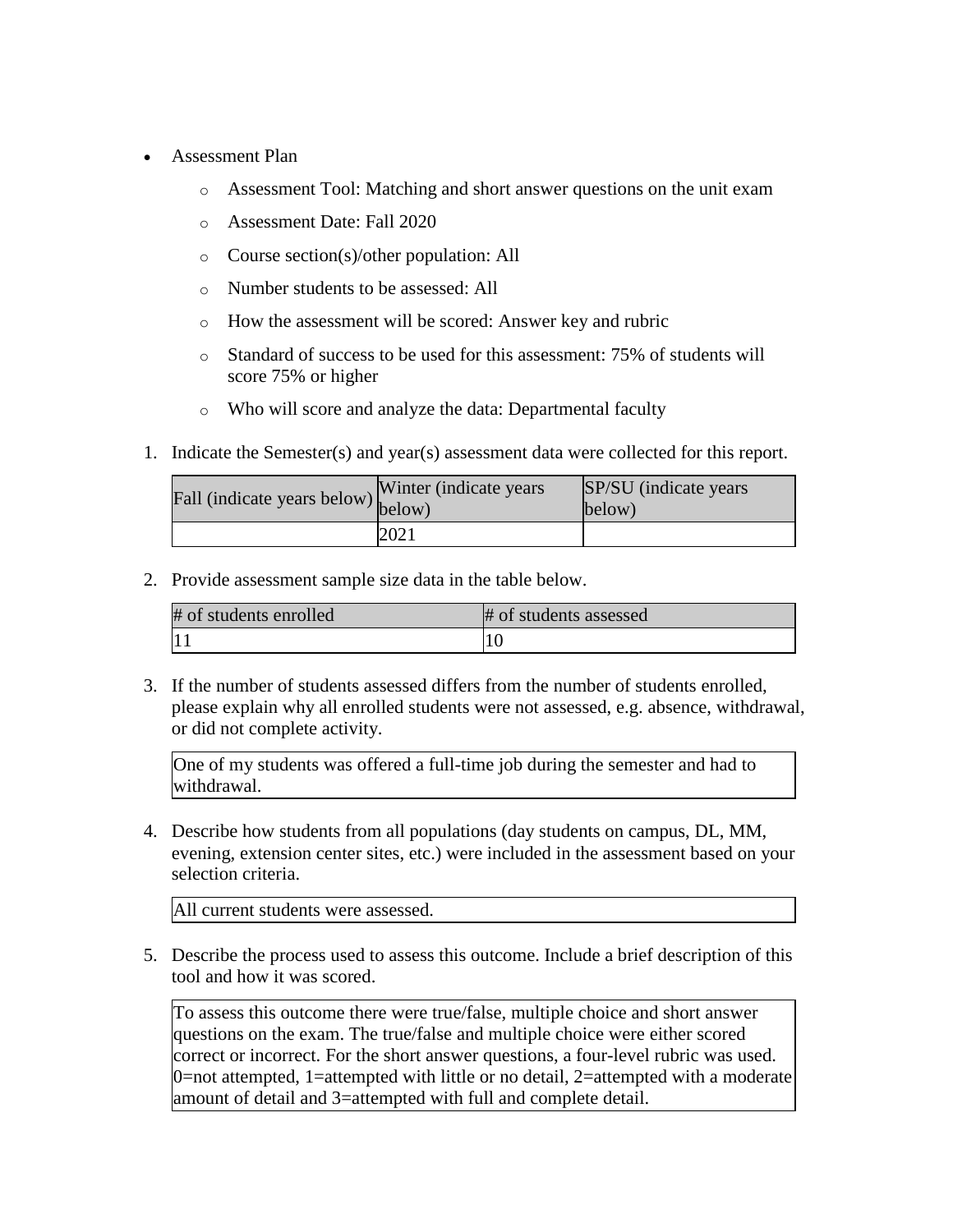- Assessment Plan
    - Assessment Tool: Matching and short answer questions on the unit exam
    - Assessment Date: Fall 2020
    - Course section(s)/other population: All
    - Number students to be assessed: All
    - How the assessment will be scored: Answer key and rubric
    - Standard of success to be used for this assessment: 75% of students will score 75% or higher
    - Who will score and analyze the data: Departmental faculty

1. Indicate the Semester(s) and year(s) assessment data were collected for this report.

| Fall (indicate years below) | Winter (indicate years below) | SP/SU (indicate years below) |
|---|---|---|
| | 2021 | |

2. Provide assessment sample size data in the table below.

| # of students enrolled | # of students assessed |
|---|---|
| 11 | 10 |

3. If the number of students assessed differs from the number of students enrolled, please explain why all enrolled students were not assessed, e.g. absence, withdrawal, or did not complete activity.

One of my students was offered a full-time job during the semester and had to withdrawal.

4. Describe how students from all populations (day students on campus, DL, MM, evening, extension center sites, etc.) were included in the assessment based on your selection criteria.

All current students were assessed.

5. Describe the process used to assess this outcome. Include a brief description of this tool and how it was scored.

To assess this outcome there were true/false, multiple choice and short answer questions on the exam. The true/false and multiple choice were either scored correct or incorrect. For the short answer questions, a four-level rubric was used. 0=not attempted, 1=attempted with little or no detail, 2=attempted with a moderate amount of detail and 3=attempted with full and complete detail.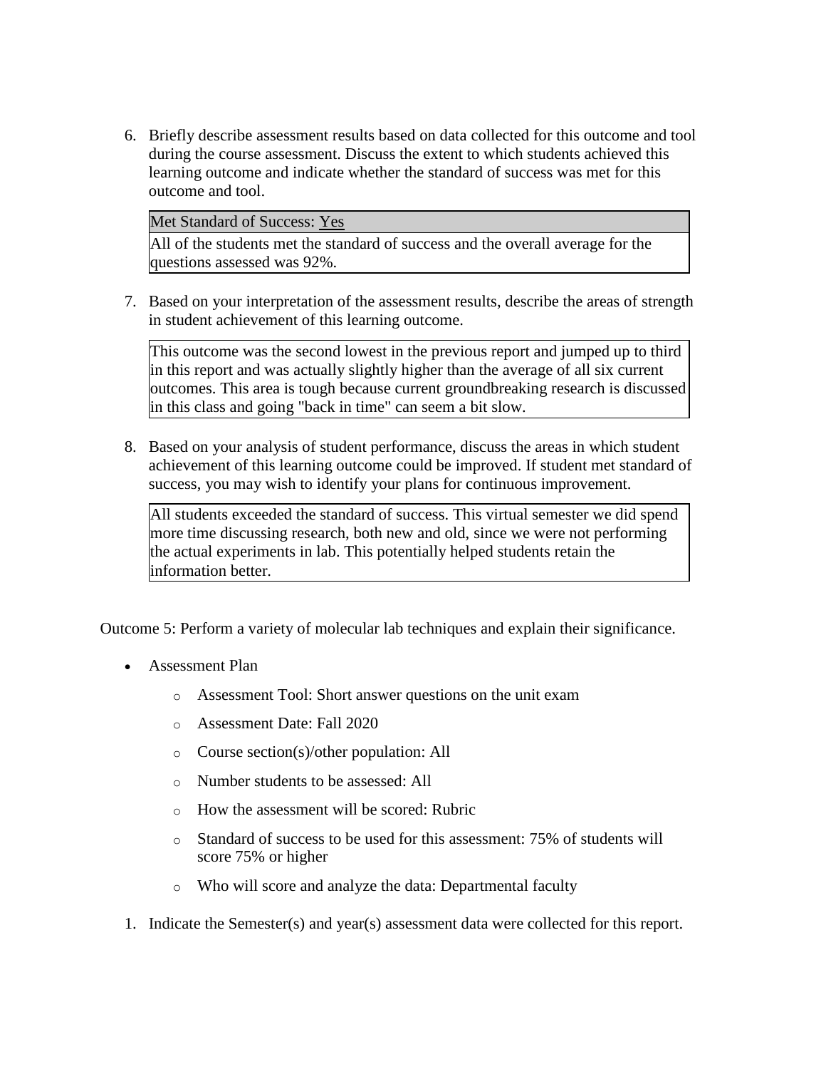6. Briefly describe assessment results based on data collected for this outcome and tool during the course assessment. Discuss the extent to which students achieved this learning outcome and indicate whether the standard of success was met for this outcome and tool.

| Met Standard of Success: Yes |
| --- |
| All of the students met the standard of success and the overall average for the questions assessed was 92%. |

7. Based on your interpretation of the assessment results, describe the areas of strength in student achievement of this learning outcome.

   This outcome was the second lowest in the previous report and jumped up to third in this report and was actually slightly higher than the average of all six current outcomes. This area is tough because current groundbreaking research is discussed in this class and going "back in time" can seem a bit slow.

8. Based on your analysis of student performance, discuss the areas in which student achievement of this learning outcome could be improved. If student met standard of success, you may wish to identify your plans for continuous improvement.

   All students exceeded the standard of success. This virtual semester we did spend more time discussing research, both new and old, since we were not performing the actual experiments in lab. This potentially helped students retain the information better.

Outcome 5: Perform a variety of molecular lab techniques and explain their significance.

- Assessment Plan
  - Assessment Tool: Short answer questions on the unit exam
  - Assessment Date: Fall 2020
  - Course section(s)/other population: All
  - Number students to be assessed: All
  - How the assessment will be scored: Rubric
  - Standard of success to be used for this assessment: 75% of students will score 75% or higher
  - Who will score and analyze the data: Departmental faculty

1. Indicate the Semester(s) and year(s) assessment data were collected for this report.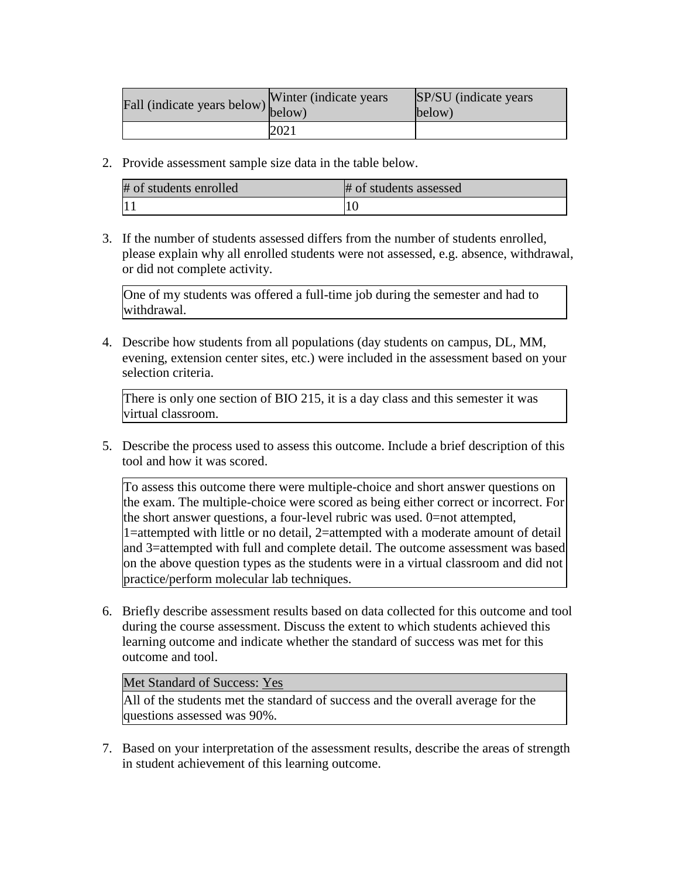| Fall (indicate years below) | Winter (indicate years below) | SP/SU (indicate years below) |
|---|---|---|
| | 2021 | |

2. Provide assessment sample size data in the table below.

| # of students enrolled | # of students assessed |
|---|---|
| 11 | 10 |

3. If the number of students assessed differs from the number of students enrolled, please explain why all enrolled students were not assessed, e.g. absence, withdrawal, or did not complete activity.

| One of my students was offered a full-time job during the semester and had to withdrawal. |
|---|

4. Describe how students from all populations (day students on campus, DL, MM, evening, extension center sites, etc.) were included in the assessment based on your selection criteria.

| There is only one section of BIO 215, it is a day class and this semester it was virtual classroom. |
|---|

5. Describe the process used to assess this outcome. Include a brief description of this tool and how it was scored.

| To assess this outcome there were multiple-choice and short answer questions on the exam. The multiple-choice were scored as being either correct or incorrect. For the short answer questions, a four-level rubric was used. 0=not attempted, 1=attempted with little or no detail, 2=attempted with a moderate amount of detail and 3=attempted with full and complete detail. The outcome assessment was based on the above question types as the students were in a virtual classroom and did not practice/perform molecular lab techniques. |
|---|

6. Briefly describe assessment results based on data collected for this outcome and tool during the course assessment. Discuss the extent to which students achieved this learning outcome and indicate whether the standard of success was met for this outcome and tool.

| Met Standard of Success: Yes |
|---|
| All of the students met the standard of success and the overall average for the questions assessed was 90%. |

7. Based on your interpretation of the assessment results, describe the areas of strength in student achievement of this learning outcome.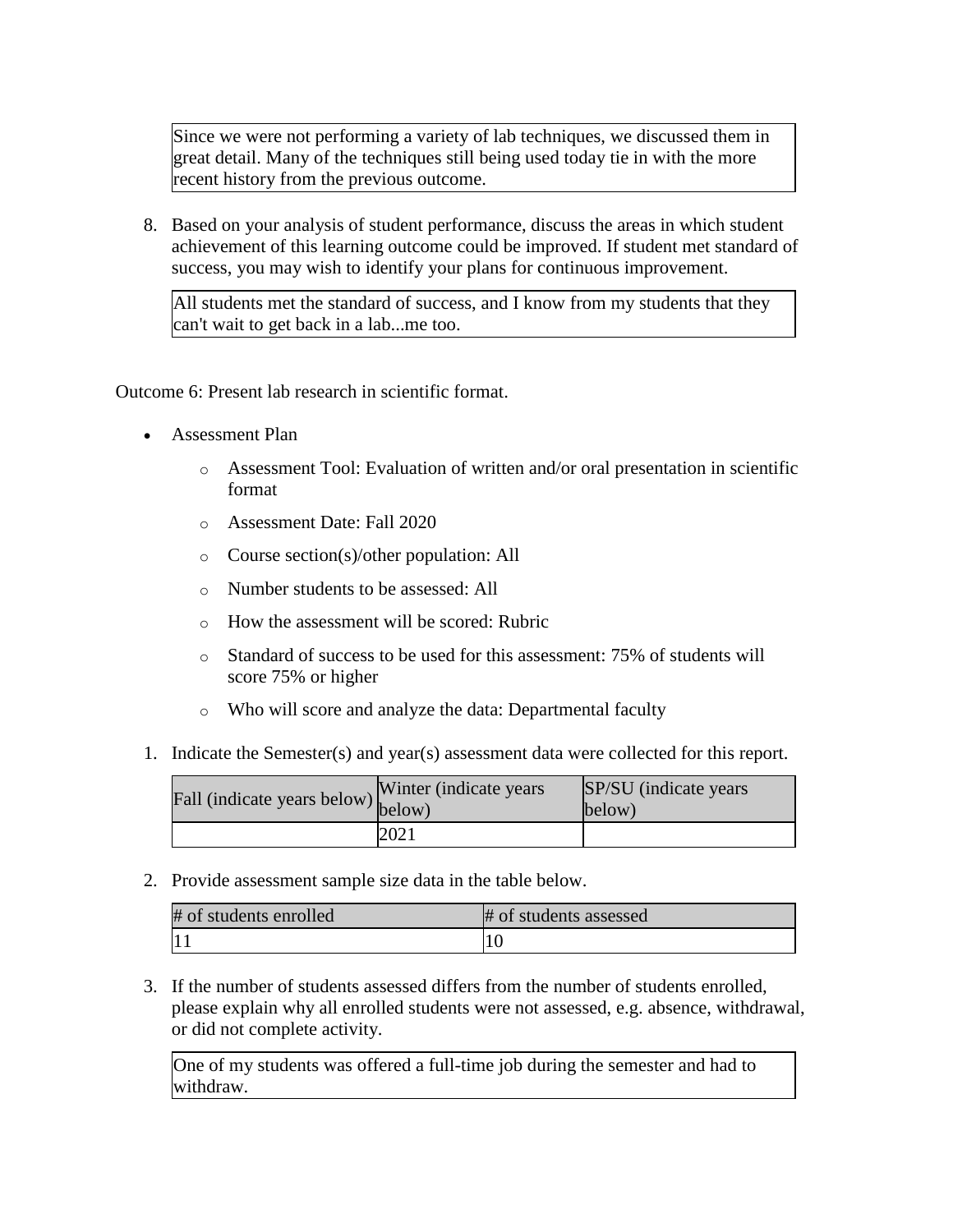Since we were not performing a variety of lab techniques, we discussed them in great detail. Many of the techniques still being used today tie in with the more recent history from the previous outcome.

8. Based on your analysis of student performance, discuss the areas in which student achievement of this learning outcome could be improved. If student met standard of success, you may wish to identify your plans for continuous improvement.

All students met the standard of success, and I know from my students that they can't wait to get back in a lab...me too.

Outcome 6: Present lab research in scientific format.

- Assessment Plan
  - Assessment Tool: Evaluation of written and/or oral presentation in scientific format
  - Assessment Date: Fall 2020
  - Course section(s)/other population: All
  - Number students to be assessed: All
  - How the assessment will be scored: Rubric
  - Standard of success to be used for this assessment: 75% of students will score 75% or higher
  - Who will score and analyze the data: Departmental faculty

1. Indicate the Semester(s) and year(s) assessment data were collected for this report.

| Fall (indicate years below) | Winter (indicate years below) | SP/SU (indicate years below) |
| --- | --- | --- |
| | 2021 | |

2. Provide assessment sample size data in the table below.

| # of students enrolled | # of students assessed |
| --- | --- |
| 11 | 10 |

3. If the number of students assessed differs from the number of students enrolled, please explain why all enrolled students were not assessed, e.g. absence, withdrawal, or did not complete activity.

One of my students was offered a full-time job during the semester and had to withdraw.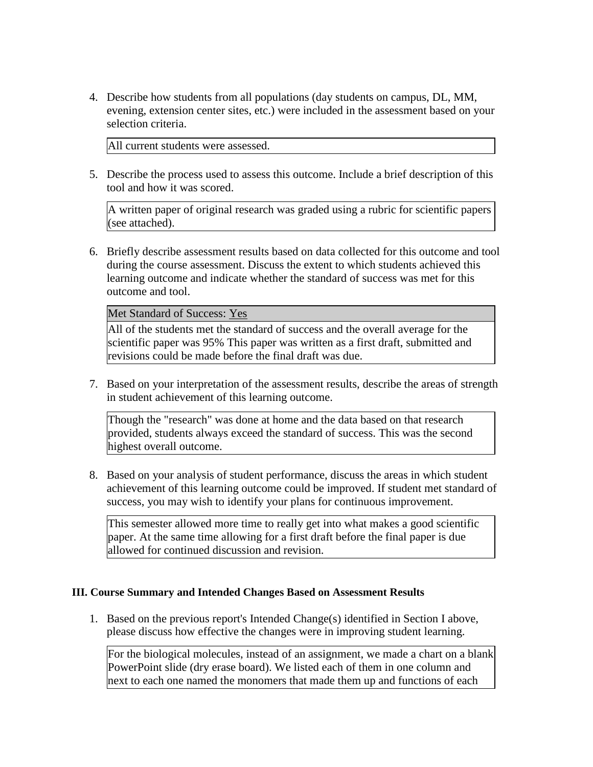4. Describe how students from all populations (day students on campus, DL, MM, evening, extension center sites, etc.) were included in the assessment based on your selection criteria.

   All current students were assessed.

5. Describe the process used to assess this outcome. Include a brief description of this tool and how it was scored.

   A written paper of original research was graded using a rubric for scientific papers (see attached).

6. Briefly describe assessment results based on data collected for this outcome and tool during the course assessment. Discuss the extent to which students achieved this learning outcome and indicate whether the standard of success was met for this outcome and tool.

   Met Standard of Success: Yes

   All of the students met the standard of success and the overall average for the scientific paper was 95% This paper was written as a first draft, submitted and revisions could be made before the final draft was due.

7. Based on your interpretation of the assessment results, describe the areas of strength in student achievement of this learning outcome.

   Though the "research" was done at home and the data based on that research provided, students always exceed the standard of success. This was the second highest overall outcome.

8. Based on your analysis of student performance, discuss the areas in which student achievement of this learning outcome could be improved. If student met standard of success, you may wish to identify your plans for continuous improvement.

   This semester allowed more time to really get into what makes a good scientific paper. At the same time allowing for a first draft before the final paper is due allowed for continued discussion and revision.

**III. Course Summary and Intended Changes Based on Assessment Results**

1. Based on the previous report's Intended Change(s) identified in Section I above, please discuss how effective the changes were in improving student learning.

   For the biological molecules, instead of an assignment, we made a chart on a blank PowerPoint slide (dry erase board). We listed each of them in one column and next to each one named the monomers that made them up and functions of each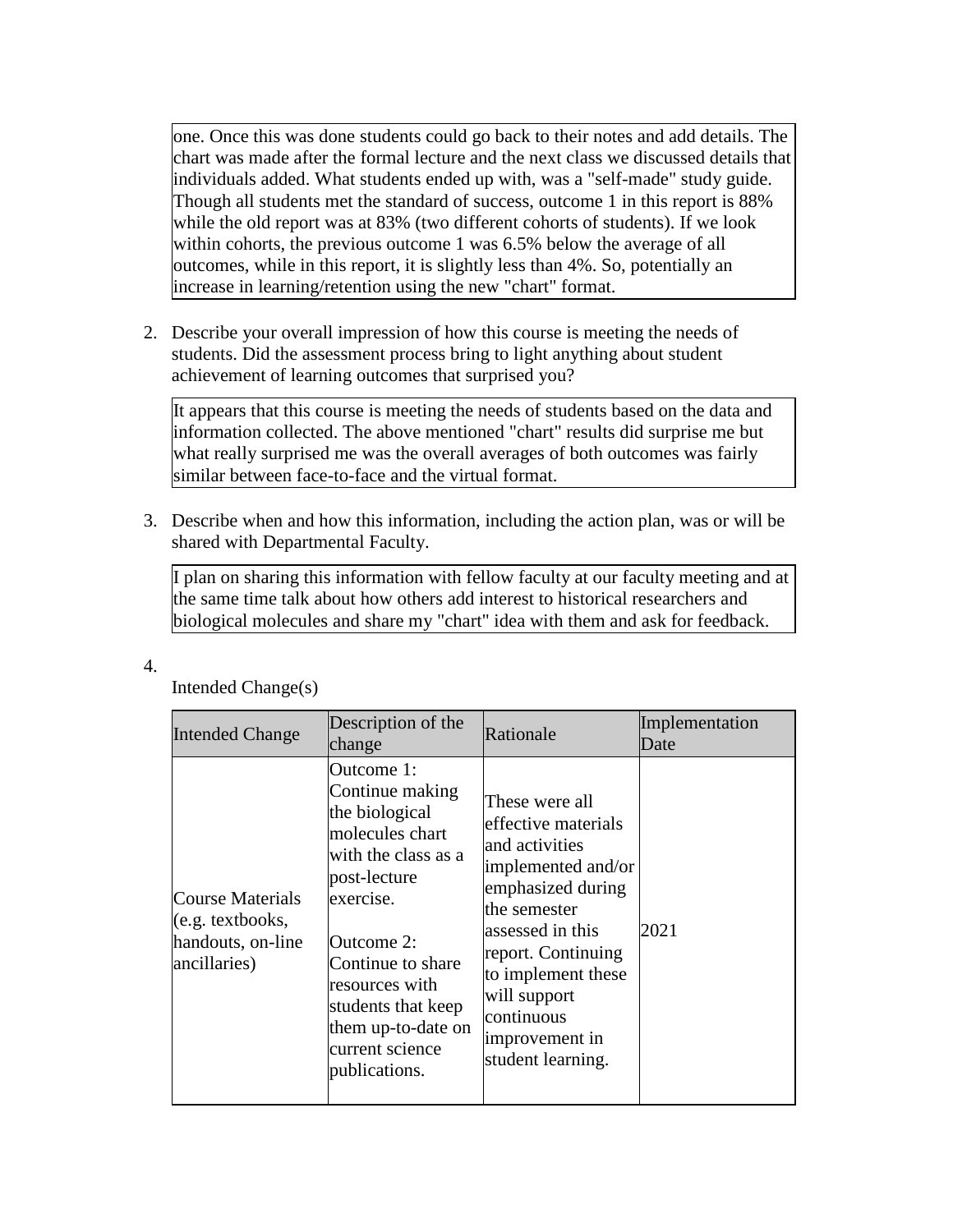one. Once this was done students could go back to their notes and add details. The chart was made after the formal lecture and the next class we discussed details that individuals added. What students ended up with, was a "self-made" study guide. Though all students met the standard of success, outcome 1 in this report is 88% while the old report was at 83% (two different cohorts of students). If we look within cohorts, the previous outcome 1 was 6.5% below the average of all outcomes, while in this report, it is slightly less than 4%. So, potentially an increase in learning/retention using the new "chart" format.

2. Describe your overall impression of how this course is meeting the needs of students. Did the assessment process bring to light anything about student achievement of learning outcomes that surprised you?

It appears that this course is meeting the needs of students based on the data and information collected. The above mentioned "chart" results did surprise me but what really surprised me was the overall averages of both outcomes was fairly similar between face-to-face and the virtual format.

3. Describe when and how this information, including the action plan, was or will be shared with Departmental Faculty.

I plan on sharing this information with fellow faculty at our faculty meeting and at the same time talk about how others add interest to historical researchers and biological molecules and share my "chart" idea with them and ask for feedback.

4. Intended Change(s)

| Intended Change | Description of the change | Rationale | Implementation Date |
| --- | --- | --- | --- |
| Course Materials (e.g. textbooks, handouts, on-line ancillaries) | Outcome 1: Continue making the biological molecules chart with the class as a post-lecture exercise.<br><br>Outcome 2: Continue to share resources with students that keep them up-to-date on current science publications. | These were all effective materials and activities implemented and/or emphasized during the semester assessed in this report. Continuing to implement these will support continuous improvement in student learning. | 2021 |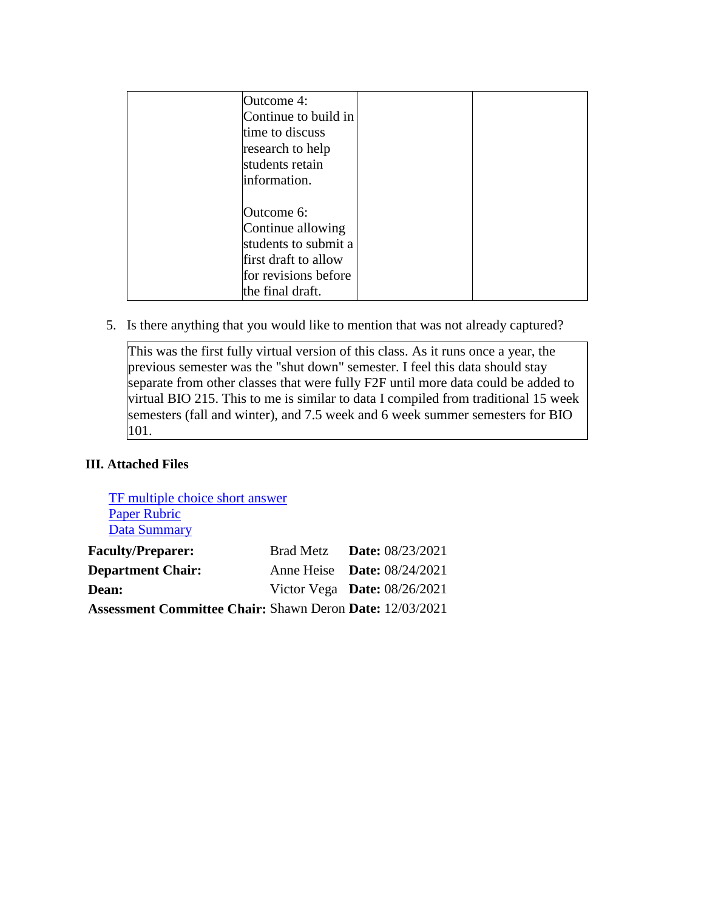| | | | |
|---|---|---|---|
| | Outcome 4: Continue to build in time to discuss research to help students retain information.<br><br>Outcome 6: Continue allowing students to submit a first draft to allow for revisions before the final draft. | | |

5. Is there anything that you would like to mention that was not already captured?

| |
|---|
| This was the first fully virtual version of this class. As it runs once a year, the previous semester was the "shut down" semester. I feel this data should stay separate from other classes that were fully F2F until more data could be added to virtual BIO 215. This to me is similar to data I compiled from traditional 15 week semesters (fall and winter), and 7.5 week and 6 week summer semesters for BIO 101. |

### III. Attached Files

[TF multiple choice short answer]
[Paper Rubric]
[Data Summary]

| | | |
|---|---|---|
| **Faculty/Preparer:** | Brad Metz | **Date:** 08/23/2021 |
| **Department Chair:** | Anne Heise | **Date:** 08/24/2021 |
| **Dean:** | Victor Vega | **Date:** 08/26/2021 |
| **Assessment Committee Chair:** | Shawn Deron | **Date:** 12/03/2021 |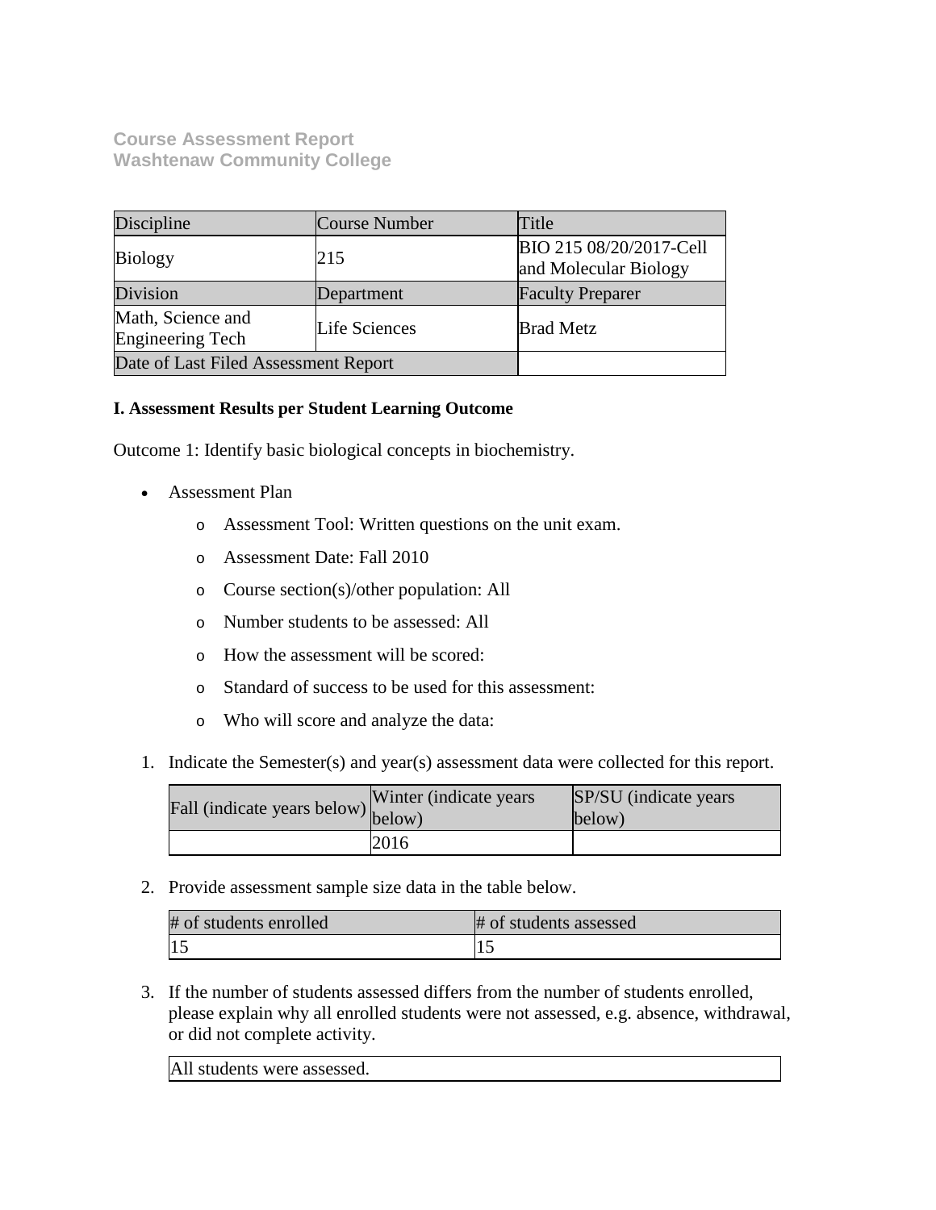**Course Assessment Report**
**Washtenaw Community College**

| Discipline | Course Number | Title |
|---|---|---|
| Biology | 215 | BIO 215 08/20/2017-Cell and Molecular Biology |
| Division | Department | Faculty Preparer |
| Math, Science and Engineering Tech | Life Sciences | Brad Metz |
| Date of Last Filed Assessment Report | | |

**I. Assessment Results per Student Learning Outcome**

Outcome 1: Identify basic biological concepts in biochemistry.

- Assessment Plan
  - Assessment Tool: Written questions on the unit exam.
  - Assessment Date: Fall 2010
  - Course section(s)/other population: All
  - Number students to be assessed: All
  - How the assessment will be scored:
  - Standard of success to be used for this assessment:
  - Who will score and analyze the data:

1. Indicate the Semester(s) and year(s) assessment data were collected for this report.

| Fall (indicate years below) | Winter (indicate years below) | SP/SU (indicate years below) |
|---|---|---|
| | 2016 | |

2. Provide assessment sample size data in the table below.

| # of students enrolled | # of students assessed |
|---|---|
| 15 | 15 |

3. If the number of students assessed differs from the number of students enrolled, please explain why all enrolled students were not assessed, e.g. absence, withdrawal, or did not complete activity.

| All students were assessed. |
|---|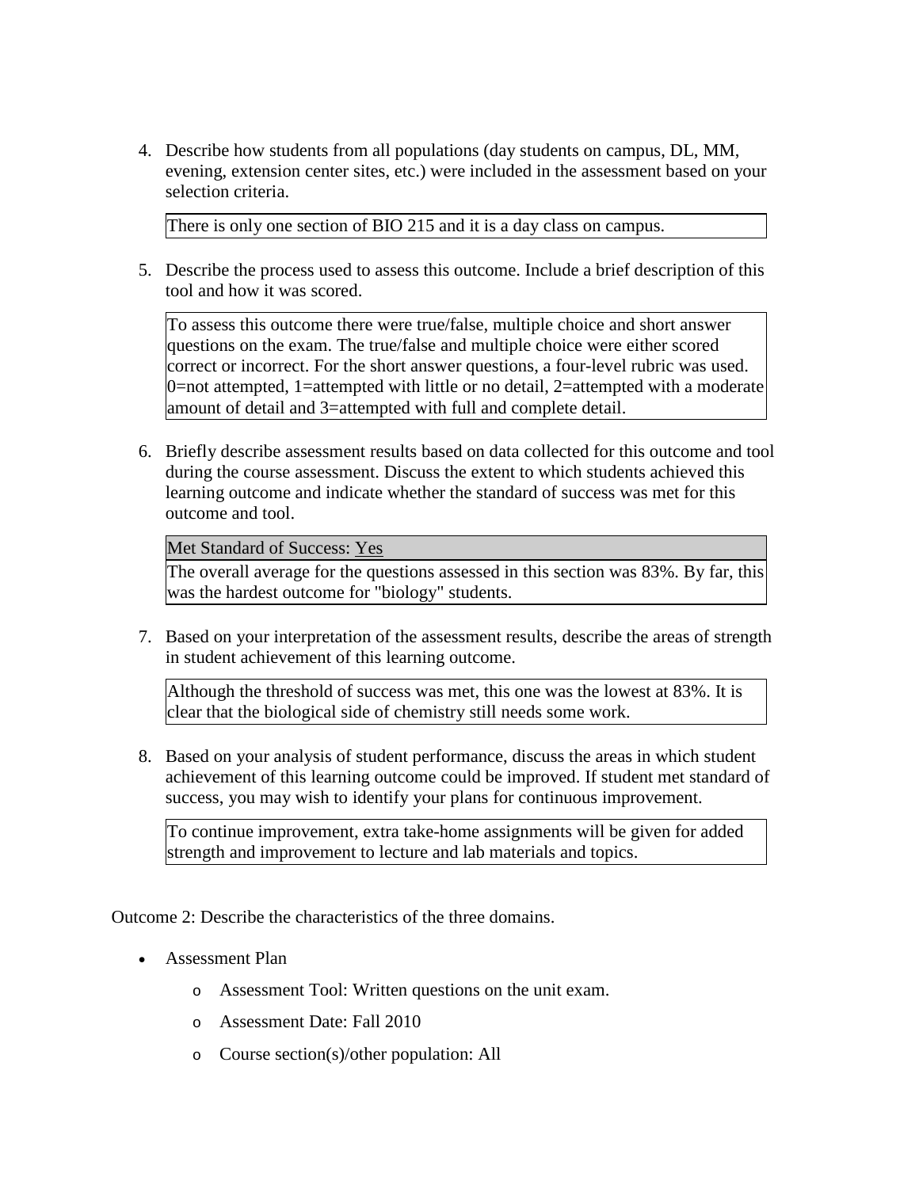4. Describe how students from all populations (day students on campus, DL, MM, evening, extension center sites, etc.) were included in the assessment based on your selection criteria.

   There is only one section of BIO 215 and it is a day class on campus.

5. Describe the process used to assess this outcome. Include a brief description of this tool and how it was scored.

   To assess this outcome there were true/false, multiple choice and short answer questions on the exam. The true/false and multiple choice were either scored correct or incorrect. For the short answer questions, a four-level rubric was used. 0=not attempted, 1=attempted with little or no detail, 2=attempted with a moderate amount of detail and 3=attempted with full and complete detail.

6. Briefly describe assessment results based on data collected for this outcome and tool during the course assessment. Discuss the extent to which students achieved this learning outcome and indicate whether the standard of success was met for this outcome and tool.

   Met Standard of Success: Yes

   The overall average for the questions assessed in this section was 83%. By far, this was the hardest outcome for "biology" students.

7. Based on your interpretation of the assessment results, describe the areas of strength in student achievement of this learning outcome.

   Although the threshold of success was met, this one was the lowest at 83%. It is clear that the biological side of chemistry still needs some work.

8. Based on your analysis of student performance, discuss the areas in which student achievement of this learning outcome could be improved. If student met standard of success, you may wish to identify your plans for continuous improvement.

   To continue improvement, extra take-home assignments will be given for added strength and improvement to lecture and lab materials and topics.

Outcome 2: Describe the characteristics of the three domains.

- Assessment Plan
  - Assessment Tool: Written questions on the unit exam.
  - Assessment Date: Fall 2010
  - Course section(s)/other population: All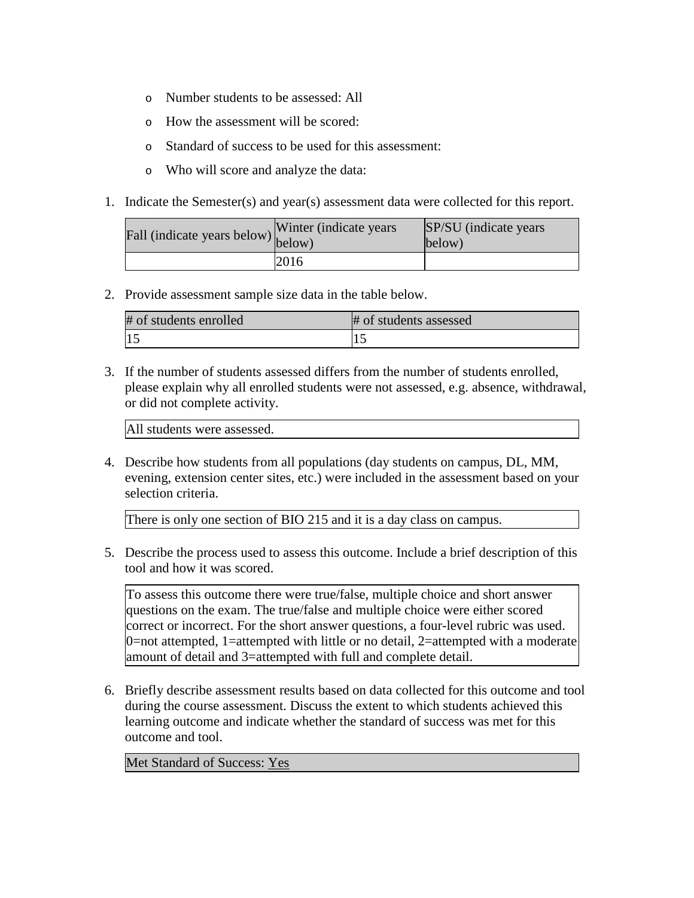- Number students to be assessed: All
- How the assessment will be scored:
- Standard of success to be used for this assessment:
- Who will score and analyze the data:

1. Indicate the Semester(s) and year(s) assessment data were collected for this report.

| Fall (indicate years below) | Winter (indicate years below) | SP/SU (indicate years below) |
| --- | --- | --- |
| | 2016 | |

2. Provide assessment sample size data in the table below.

| # of students enrolled | # of students assessed |
| --- | --- |
| 15 | 15 |

3. If the number of students assessed differs from the number of students enrolled, please explain why all enrolled students were not assessed, e.g. absence, withdrawal, or did not complete activity.

| All students were assessed. |
| --- |

4. Describe how students from all populations (day students on campus, DL, MM, evening, extension center sites, etc.) were included in the assessment based on your selection criteria.

| There is only one section of BIO 215 and it is a day class on campus. |
| --- |

5. Describe the process used to assess this outcome. Include a brief description of this tool and how it was scored.

| To assess this outcome there were true/false, multiple choice and short answer questions on the exam. The true/false and multiple choice were either scored correct or incorrect. For the short answer questions, a four-level rubric was used. 0=not attempted, 1=attempted with little or no detail, 2=attempted with a moderate amount of detail and 3=attempted with full and complete detail. |
| --- |

6. Briefly describe assessment results based on data collected for this outcome and tool during the course assessment. Discuss the extent to which students achieved this learning outcome and indicate whether the standard of success was met for this outcome and tool.

| Met Standard of Success: Yes |
| --- |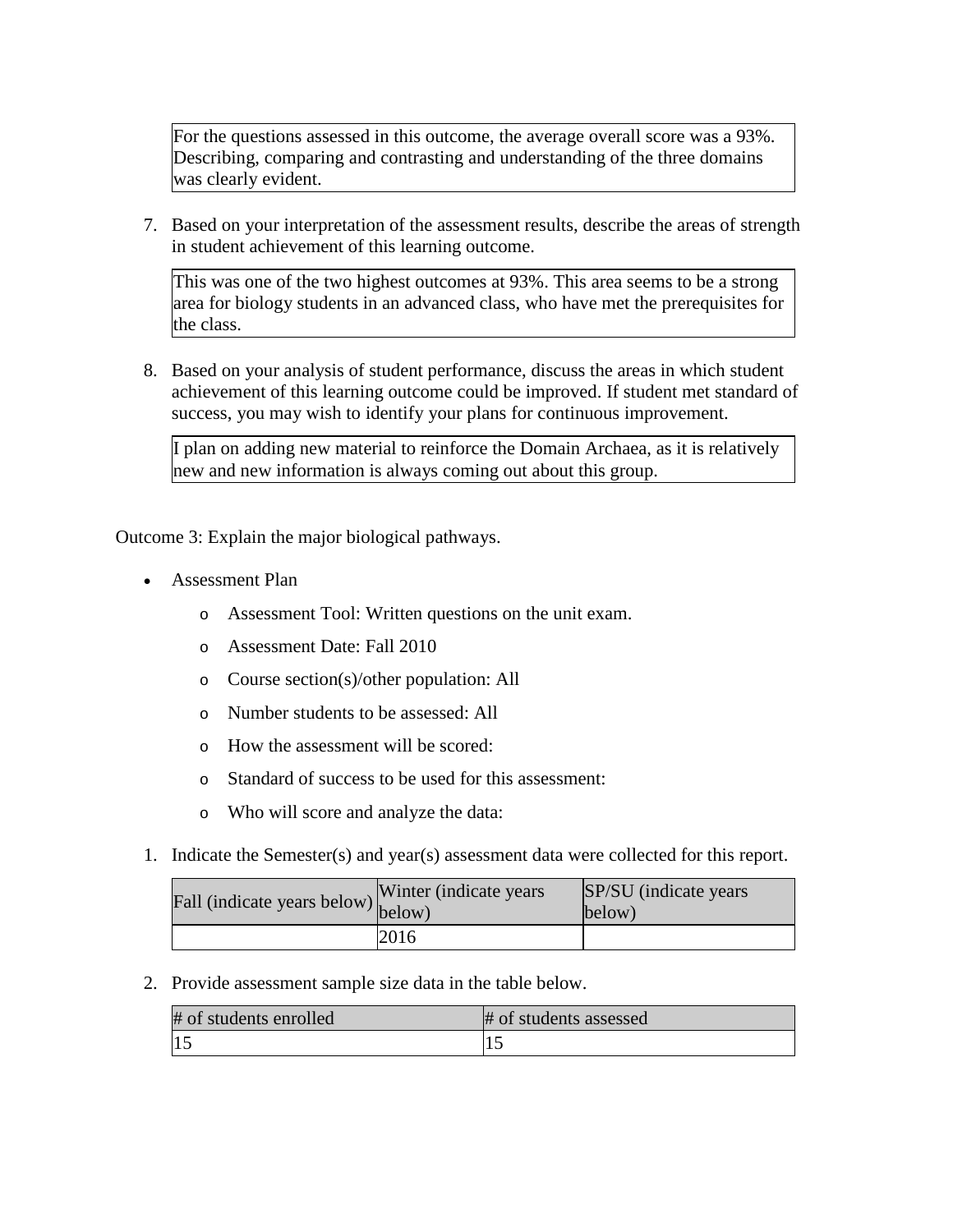For the questions assessed in this outcome, the average overall score was a 93%. Describing, comparing and contrasting and understanding of the three domains was clearly evident.

7. Based on your interpretation of the assessment results, describe the areas of strength in student achievement of this learning outcome.

This was one of the two highest outcomes at 93%. This area seems to be a strong area for biology students in an advanced class, who have met the prerequisites for the class.

8. Based on your analysis of student performance, discuss the areas in which student achievement of this learning outcome could be improved. If student met standard of success, you may wish to identify your plans for continuous improvement.

I plan on adding new material to reinforce the Domain Archaea, as it is relatively new and new information is always coming out about this group.

Outcome 3: Explain the major biological pathways.

- Assessment Plan
    - Assessment Tool: Written questions on the unit exam.
    - Assessment Date: Fall 2010
    - Course section(s)/other population: All
    - Number students to be assessed: All
    - How the assessment will be scored:
    - Standard of success to be used for this assessment:
    - Who will score and analyze the data:

1. Indicate the Semester(s) and year(s) assessment data were collected for this report.

| Fall (indicate years below) | Winter (indicate years below) | SP/SU (indicate years below) |
| --- | --- | --- |
| | 2016 | |

2. Provide assessment sample size data in the table below.

| # of students enrolled | # of students assessed |
| --- | --- |
| 15 | 15 |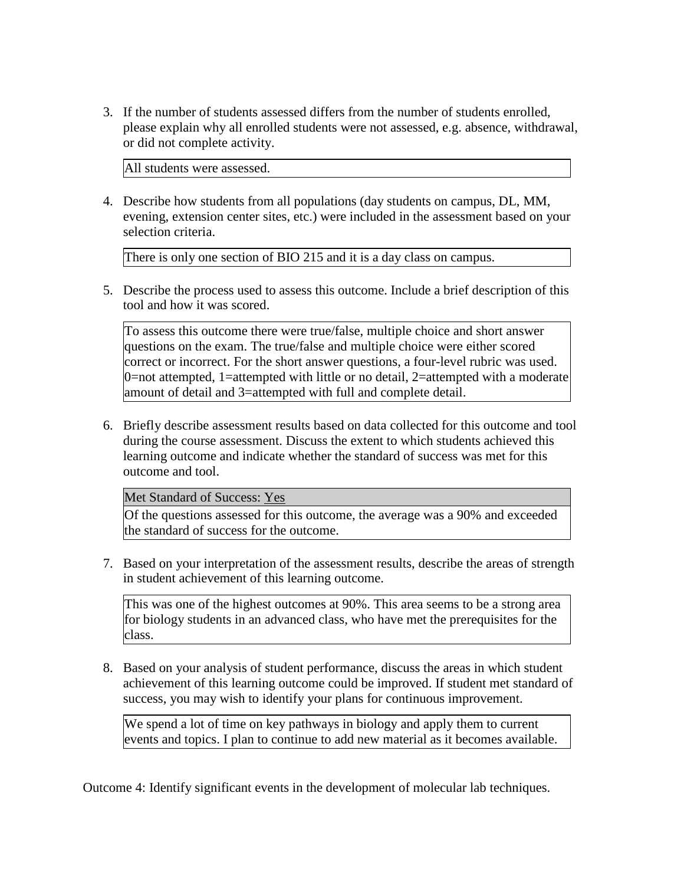3. If the number of students assessed differs from the number of students enrolled, please explain why all enrolled students were not assessed, e.g. absence, withdrawal, or did not complete activity.

   All students were assessed.

4. Describe how students from all populations (day students on campus, DL, MM, evening, extension center sites, etc.) were included in the assessment based on your selection criteria.

   There is only one section of BIO 215 and it is a day class on campus.

5. Describe the process used to assess this outcome. Include a brief description of this tool and how it was scored.

   To assess this outcome there were true/false, multiple choice and short answer questions on the exam. The true/false and multiple choice were either scored correct or incorrect. For the short answer questions, a four-level rubric was used. 0=not attempted, 1=attempted with little or no detail, 2=attempted with a moderate amount of detail and 3=attempted with full and complete detail.

6. Briefly describe assessment results based on data collected for this outcome and tool during the course assessment. Discuss the extent to which students achieved this learning outcome and indicate whether the standard of success was met for this outcome and tool.

   Met Standard of Success: Yes

   Of the questions assessed for this outcome, the average was a 90% and exceeded the standard of success for the outcome.

7. Based on your interpretation of the assessment results, describe the areas of strength in student achievement of this learning outcome.

   This was one of the highest outcomes at 90%. This area seems to be a strong area for biology students in an advanced class, who have met the prerequisites for the class.

8. Based on your analysis of student performance, discuss the areas in which student achievement of this learning outcome could be improved. If student met standard of success, you may wish to identify your plans for continuous improvement.

   We spend a lot of time on key pathways in biology and apply them to current events and topics. I plan to continue to add new material as it becomes available.

Outcome 4: Identify significant events in the development of molecular lab techniques.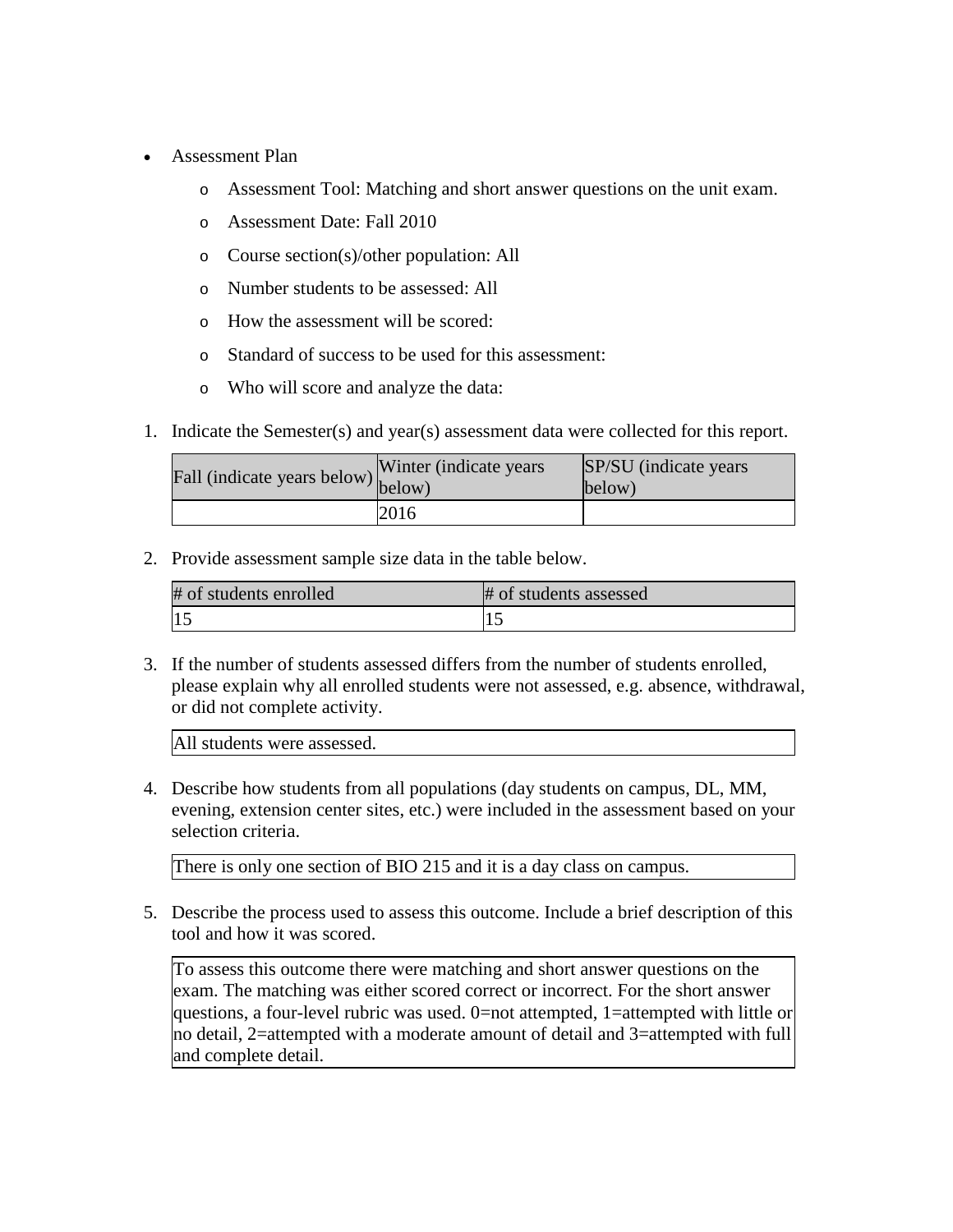- Assessment Plan
    - Assessment Tool: Matching and short answer questions on the unit exam.
    - Assessment Date: Fall 2010
    - Course section(s)/other population: All
    - Number students to be assessed: All
    - How the assessment will be scored:
    - Standard of success to be used for this assessment:
    - Who will score and analyze the data:

1. Indicate the Semester(s) and year(s) assessment data were collected for this report.

| Fall (indicate years below) | Winter (indicate years below) | SP/SU (indicate years below) |
| --- | --- | --- |
| | 2016 | |

2. Provide assessment sample size data in the table below.

| # of students enrolled | # of students assessed |
| --- | --- |
| 15 | 15 |

3. If the number of students assessed differs from the number of students enrolled, please explain why all enrolled students were not assessed, e.g. absence, withdrawal, or did not complete activity.

| All students were assessed. |
| --- |

4. Describe how students from all populations (day students on campus, DL, MM, evening, extension center sites, etc.) were included in the assessment based on your selection criteria.

| There is only one section of BIO 215 and it is a day class on campus. |
| --- |

5. Describe the process used to assess this outcome. Include a brief description of this tool and how it was scored.

| To assess this outcome there were matching and short answer questions on the exam. The matching was either scored correct or incorrect. For the short answer questions, a four-level rubric was used. 0=not attempted, 1=attempted with little or no detail, 2=attempted with a moderate amount of detail and 3=attempted with full and complete detail. |
| --- |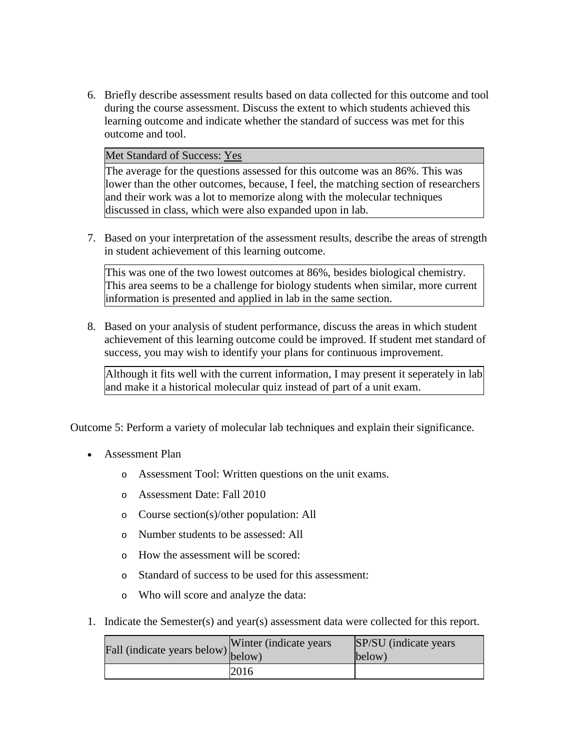6. Briefly describe assessment results based on data collected for this outcome and tool during the course assessment. Discuss the extent to which students achieved this learning outcome and indicate whether the standard of success was met for this outcome and tool.

| Met Standard of Success: Yes |
|---|
| The average for the questions assessed for this outcome was an 86%. This was lower than the other outcomes, because, I feel, the matching section of researchers and their work was a lot to memorize along with the molecular techniques discussed in class, which were also expanded upon in lab. |

7. Based on your interpretation of the assessment results, describe the areas of strength in student achievement of this learning outcome.

| This was one of the two lowest outcomes at 86%, besides biological chemistry. This area seems to be a challenge for biology students when similar, more current information is presented and applied in lab in the same section. |
|---|

8. Based on your analysis of student performance, discuss the areas in which student achievement of this learning outcome could be improved. If student met standard of success, you may wish to identify your plans for continuous improvement.

| Although it fits well with the current information, I may present it seperately in lab and make it a historical molecular quiz instead of part of a unit exam. |
|---|

Outcome 5: Perform a variety of molecular lab techniques and explain their significance.

- Assessment Plan
  - Assessment Tool: Written questions on the unit exams.
  - Assessment Date: Fall 2010
  - Course section(s)/other population: All
  - Number students to be assessed: All
  - How the assessment will be scored:
  - Standard of success to be used for this assessment:
  - Who will score and analyze the data:

1. Indicate the Semester(s) and year(s) assessment data were collected for this report.

| Fall (indicate years below) | Winter (indicate years below) | SP/SU (indicate years below) |
|---|---|---|
| | 2016 | |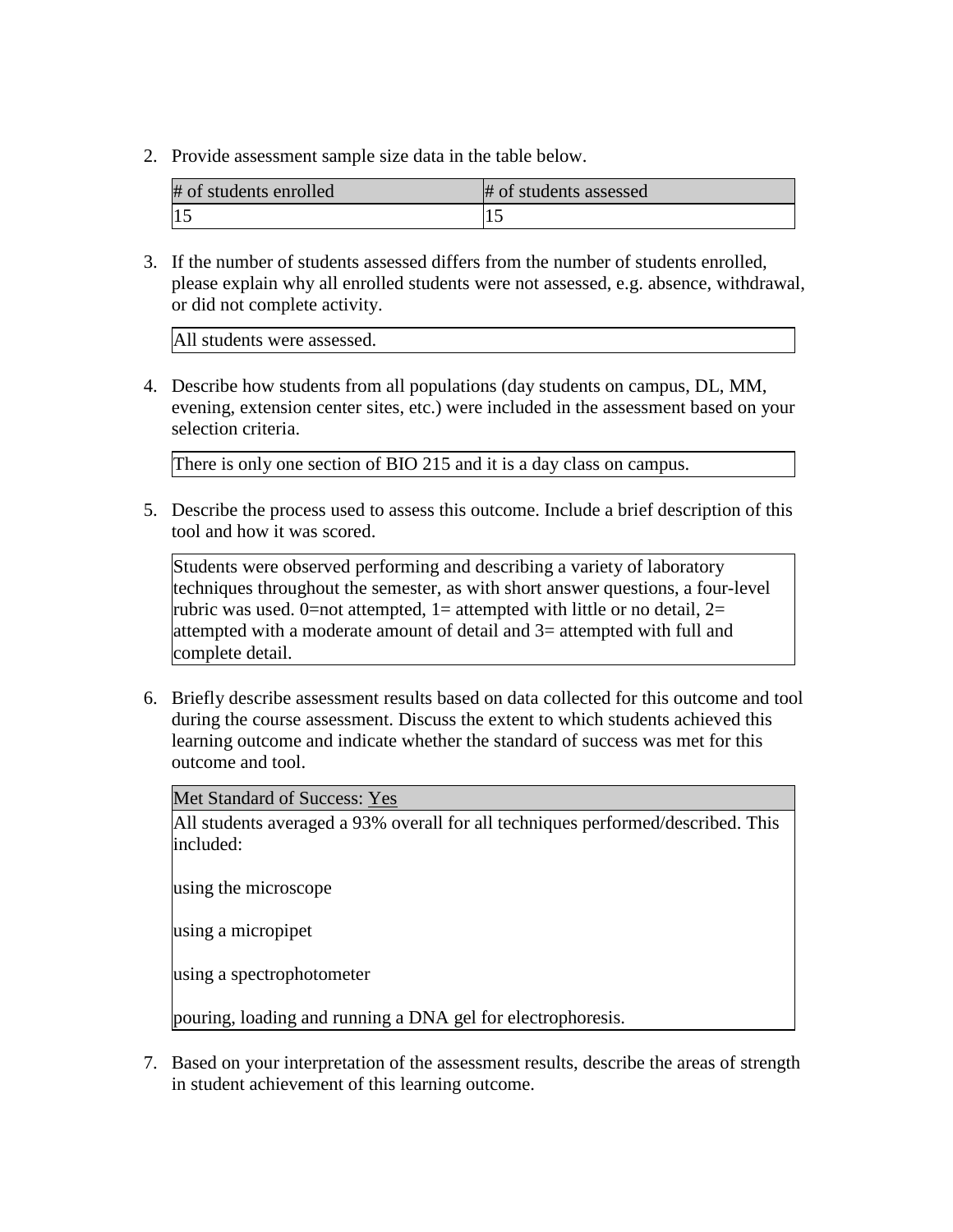2. Provide assessment sample size data in the table below.

| # of students enrolled | # of students assessed |
| --- | --- |
| 15 | 15 |

3. If the number of students assessed differs from the number of students enrolled, please explain why all enrolled students were not assessed, e.g. absence, withdrawal, or did not complete activity.

| All students were assessed. |
| --- |

4. Describe how students from all populations (day students on campus, DL, MM, evening, extension center sites, etc.) were included in the assessment based on your selection criteria.

| There is only one section of BIO 215 and it is a day class on campus. |
| --- |

5. Describe the process used to assess this outcome. Include a brief description of this tool and how it was scored.

| Students were observed performing and describing a variety of laboratory techniques throughout the semester, as with short answer questions, a four-level rubric was used. 0=not attempted, 1= attempted with little or no detail, 2= attempted with a moderate amount of detail and 3= attempted with full and complete detail. |
| --- |

6. Briefly describe assessment results based on data collected for this outcome and tool during the course assessment. Discuss the extent to which students achieved this learning outcome and indicate whether the standard of success was met for this outcome and tool.

| Met Standard of Success: Yes |
| --- |
| All students averaged a 93% overall for all techniques performed/described. This included:<br><br>using the microscope<br><br>using a micropipet<br><br>using a spectrophotometer<br><br>pouring, loading and running a DNA gel for electrophoresis. |

7. Based on your interpretation of the assessment results, describe the areas of strength in student achievement of this learning outcome.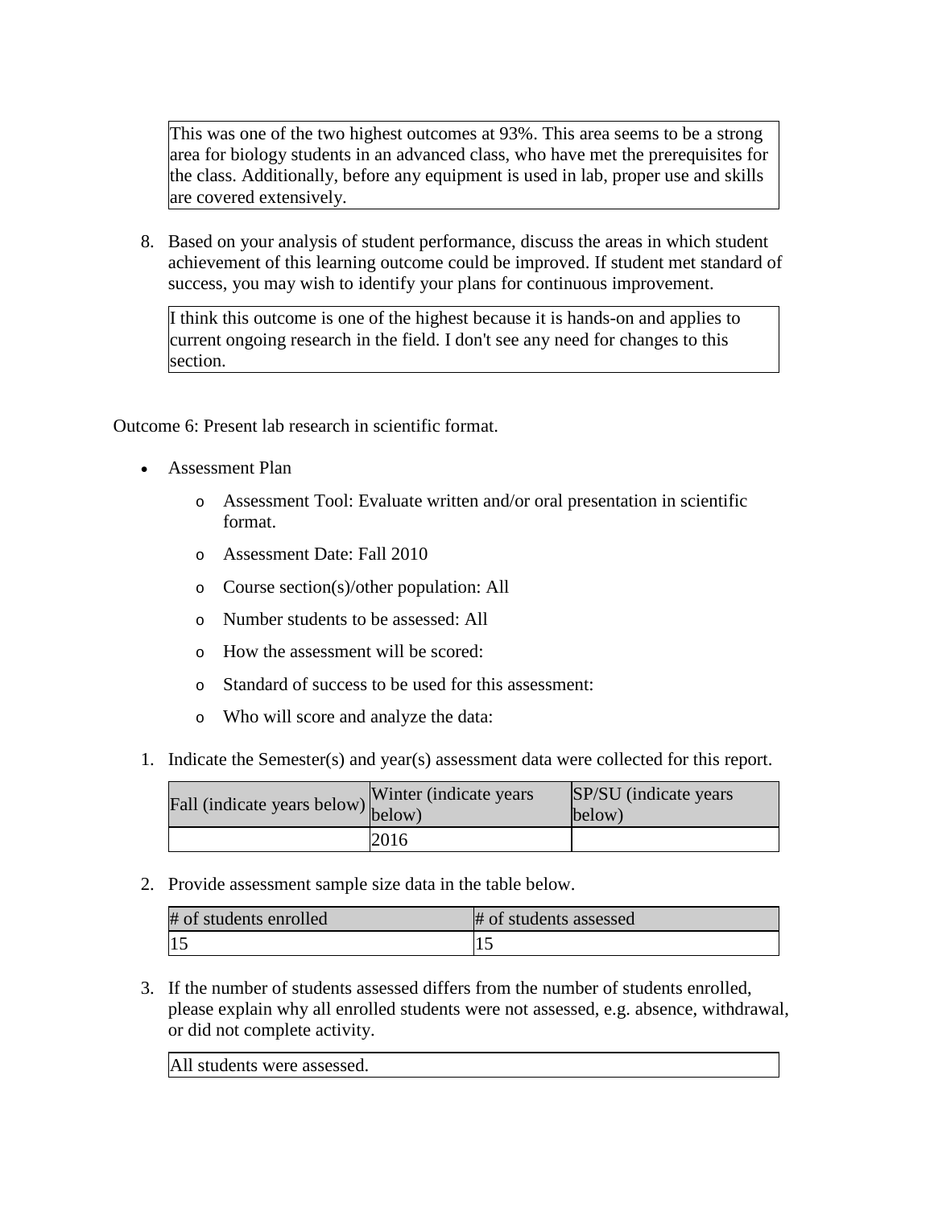This was one of the two highest outcomes at 93%. This area seems to be a strong area for biology students in an advanced class, who have met the prerequisites for the class. Additionally, before any equipment is used in lab, proper use and skills are covered extensively.

8. Based on your analysis of student performance, discuss the areas in which student achievement of this learning outcome could be improved. If student met standard of success, you may wish to identify your plans for continuous improvement.

I think this outcome is one of the highest because it is hands-on and applies to current ongoing research in the field. I don't see any need for changes to this section.

Outcome 6: Present lab research in scientific format.

- Assessment Plan
  - Assessment Tool: Evaluate written and/or oral presentation in scientific format.
  - Assessment Date: Fall 2010
  - Course section(s)/other population: All
  - Number students to be assessed: All
  - How the assessment will be scored:
  - Standard of success to be used for this assessment:
  - Who will score and analyze the data:

1. Indicate the Semester(s) and year(s) assessment data were collected for this report.

| Fall (indicate years below) | Winter (indicate years below) | SP/SU (indicate years below) |
|---|---|---|
| | 2016 | |

2. Provide assessment sample size data in the table below.

| # of students enrolled | # of students assessed |
|---|---|
| 15 | 15 |

3. If the number of students assessed differs from the number of students enrolled, please explain why all enrolled students were not assessed, e.g. absence, withdrawal, or did not complete activity.

All students were assessed.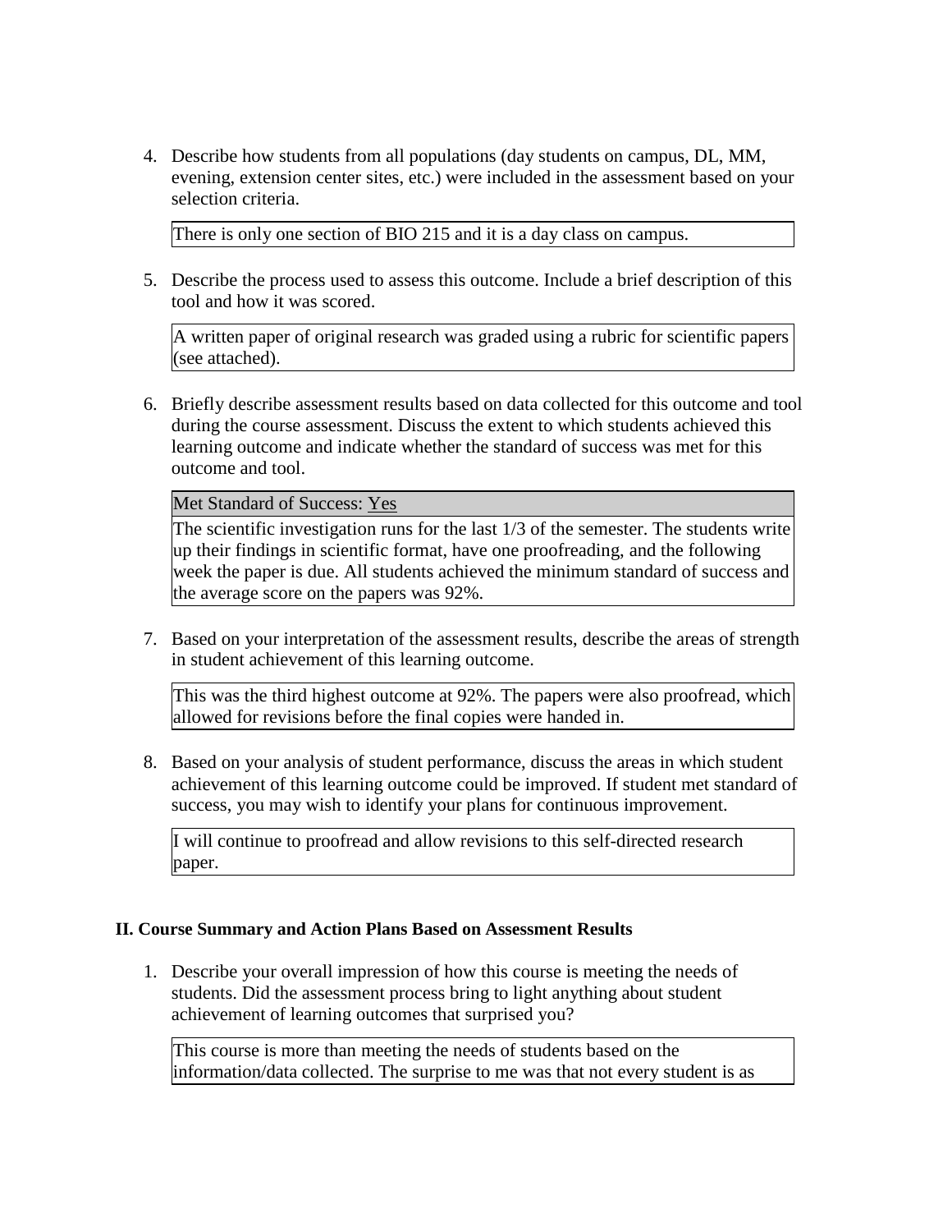4. Describe how students from all populations (day students on campus, DL, MM, evening, extension center sites, etc.) were included in the assessment based on your selection criteria.

   There is only one section of BIO 215 and it is a day class on campus.

5. Describe the process used to assess this outcome. Include a brief description of this tool and how it was scored.

   A written paper of original research was graded using a rubric for scientific papers (see attached).

6. Briefly describe assessment results based on data collected for this outcome and tool during the course assessment. Discuss the extent to which students achieved this learning outcome and indicate whether the standard of success was met for this outcome and tool.

   Met Standard of Success: Yes

   The scientific investigation runs for the last 1/3 of the semester. The students write up their findings in scientific format, have one proofreading, and the following week the paper is due. All students achieved the minimum standard of success and the average score on the papers was 92%.

7. Based on your interpretation of the assessment results, describe the areas of strength in student achievement of this learning outcome.

   This was the third highest outcome at 92%. The papers were also proofread, which allowed for revisions before the final copies were handed in.

8. Based on your analysis of student performance, discuss the areas in which student achievement of this learning outcome could be improved. If student met standard of success, you may wish to identify your plans for continuous improvement.

   I will continue to proofread and allow revisions to this self-directed research paper.

## II. Course Summary and Action Plans Based on Assessment Results

1. Describe your overall impression of how this course is meeting the needs of students. Did the assessment process bring to light anything about student achievement of learning outcomes that surprised you?

   This course is more than meeting the needs of students based on the information/data collected. The surprise to me was that not every student is as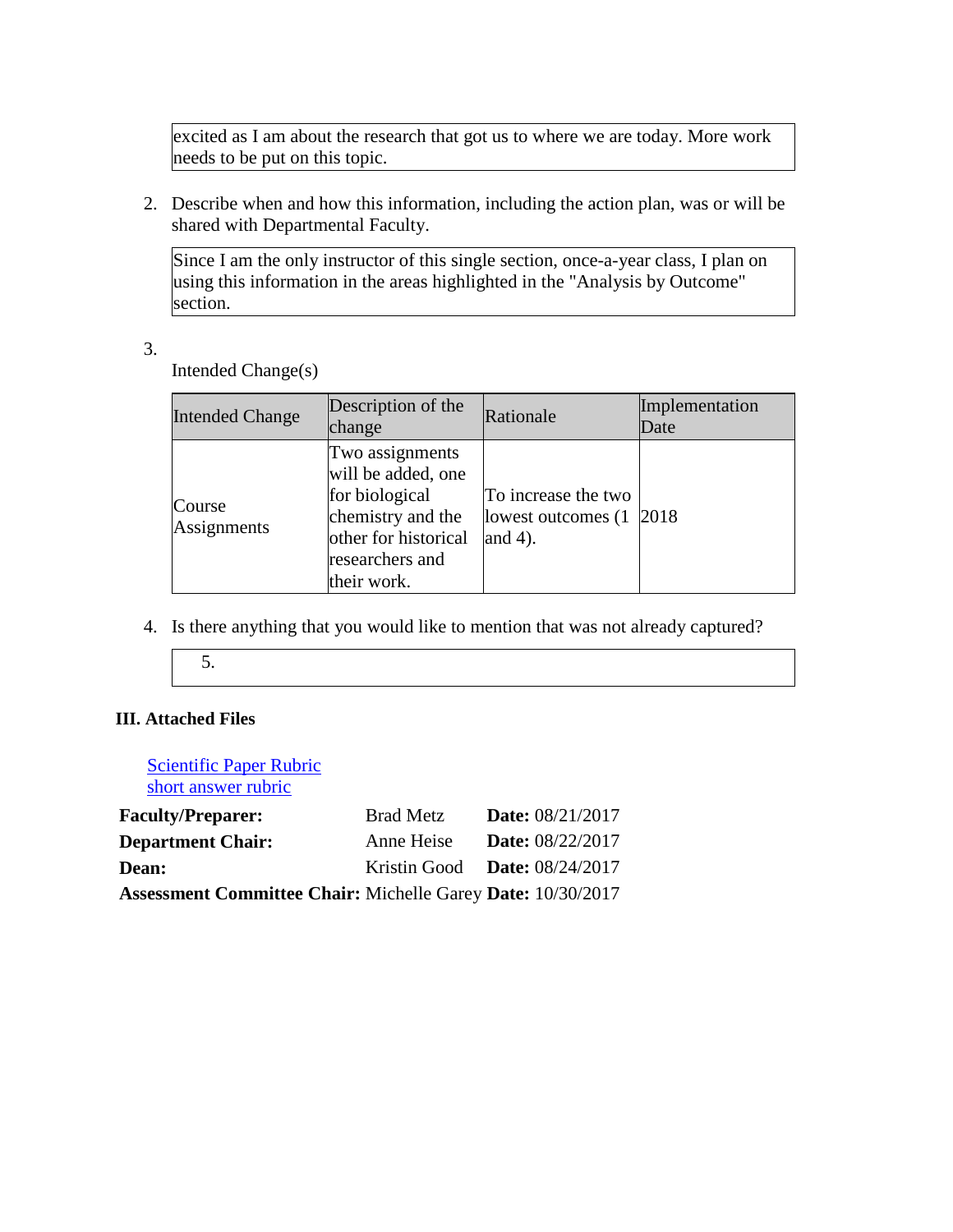excited as I am about the research that got us to where we are today. More work needs to be put on this topic.

2. Describe when and how this information, including the action plan, was or will be shared with Departmental Faculty.

Since I am the only instructor of this single section, once-a-year class, I plan on using this information in the areas highlighted in the "Analysis by Outcome" section.

3. Intended Change(s)

| Intended Change | Description of the change | Rationale | Implementation Date |
|---|---|---|---|
| Course Assignments | Two assignments will be added, one for biological chemistry and the other for historical researchers and their work. | To increase the two lowest outcomes (1 and 4). | 2018 |

4. Is there anything that you would like to mention that was not already captured?

5.

### III. Attached Files

[Scientific Paper Rubric]
[short answer rubric]

| | | |
|---|---|---|
| **Faculty/Preparer:** | Brad Metz | **Date:** 08/21/2017 |
| **Department Chair:** | Anne Heise | **Date:** 08/22/2017 |
| **Dean:** | Kristin Good | **Date:** 08/24/2017 |
| **Assessment Committee Chair:** | Michelle Garey | **Date:** 10/30/2017 |